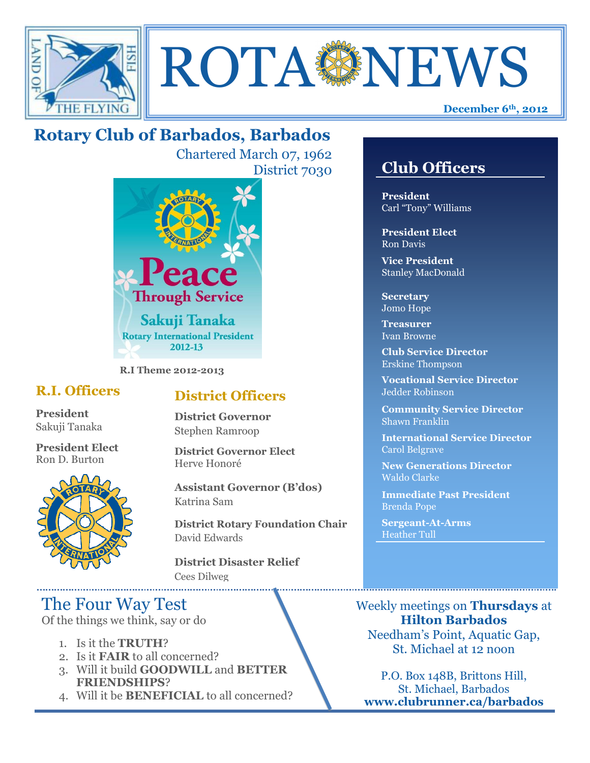# ROTA NEWS

**December 6th, 2012**

## Rotary Club of Barbados, Barbados

Chartered March 07, 1962
District 7030

Peace Through Service
Sakuji Tanaka
Rotary International President
2012-13

**R.I Theme 2012-2013**

### R.I. Officers

**President**
Sakuji Tanaka

**President Elect**
Ron D. Burton

### District Officers

**District Governor**
Stephen Ramroop

**District Governor Elect**
Herve Honoré

**Assistant Governor (B'dos)**
Katrina Sam

**District Rotary Foundation Chair**
David Edwards

**District Disaster Relief**
Cees Dilweg

## Club Officers

**President**
Carl "Tony" Williams

**President Elect**
Ron Davis

**Vice President**
Stanley MacDonald

**Secretary**
Jomo Hope

**Treasurer**
Ivan Browne

**Club Service Director**
Erskine Thompson

**Vocational Service Director**
Jedder Robinson

**Community Service Director**
Shawn Franklin

**International Service Director**
Carol Belgrave

**New Generations Director**
Waldo Clarke

**Immediate Past President**
Brenda Pope

**Sergeant-At-Arms**
Heather Tull

## The Four Way Test

Of the things we think, say or do

1. Is it the **TRUTH**?
2. Is it **FAIR** to all concerned?
3. Will it build **GOODWILL** and **BETTER FRIENDSHIPS**?
4. Will it be **BENEFICIAL** to all concerned?

Weekly meetings on **Thursdays** at **Hilton Barbados**
Needham's Point, Aquatic Gap,
St. Michael at 12 noon

P.O. Box 148B, Brittons Hill,
St. Michael, Barbados
**www.clubrunner.ca/barbados**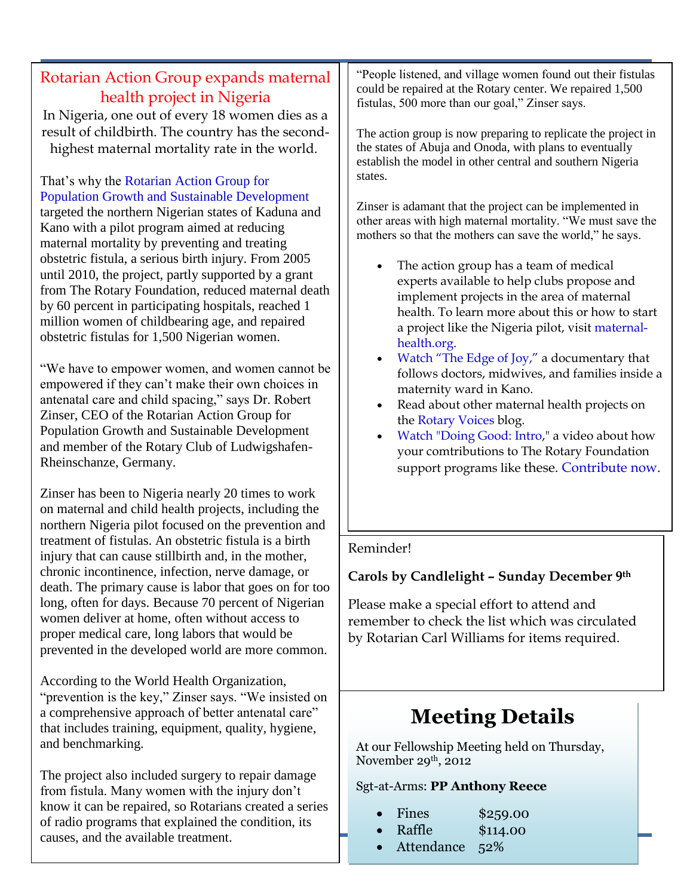## Rotarian Action Group expands maternal health project in Nigeria

In Nigeria, one out of every 18 women dies as a result of childbirth. The country has the second-highest maternal mortality rate in the world.

That's why the Rotarian Action Group for Population Growth and Sustainable Development targeted the northern Nigerian states of Kaduna and Kano with a pilot program aimed at reducing maternal mortality by preventing and treating obstetric fistula, a serious birth injury. From 2005 until 2010, the project, partly supported by a grant from The Rotary Foundation, reduced maternal death by 60 percent in participating hospitals, reached 1 million women of childbearing age, and repaired obstetric fistulas for 1,500 Nigerian women.

"We have to empower women, and women cannot be empowered if they can't make their own choices in antenatal care and child spacing," says Dr. Robert Zinser, CEO of the Rotarian Action Group for Population Growth and Sustainable Development and member of the Rotary Club of Ludwigshafen-Rheinschanze, Germany.

Zinser has been to Nigeria nearly 20 times to work on maternal and child health projects, including the northern Nigeria pilot focused on the prevention and treatment of fistulas. An obstetric fistula is a birth injury that can cause stillbirth and, in the mother, chronic incontinence, infection, nerve damage, or death. The primary cause is labor that goes on for too long, often for days. Because 70 percent of Nigerian women deliver at home, often without access to proper medical care, long labors that would be prevented in the developed world are more common.

According to the World Health Organization, "prevention is the key," Zinser says. "We insisted on a comprehensive approach of better antenatal care" that includes training, equipment, quality, hygiene, and benchmarking.

The project also included surgery to repair damage from fistula. Many women with the injury don't know it can be repaired, so Rotarians created a series of radio programs that explained the condition, its causes, and the available treatment.

"People listened, and village women found out their fistulas could be repaired at the Rotary center. We repaired 1,500 fistulas, 500 more than our goal," Zinser says.

The action group is now preparing to replicate the project in the states of Abuja and Onoda, with plans to eventually establish the model in other central and southern Nigeria states.

Zinser is adamant that the project can be implemented in other areas with high maternal mortality. "We must save the mothers so that the mothers can save the world," he says.

- The action group has a team of medical experts available to help clubs propose and implement projects in the area of maternal health. To learn more about this or how to start a project like the Nigeria pilot, visit maternal-health.org.
- Watch "The Edge of Joy," a documentary that follows doctors, midwives, and families inside a maternity ward in Kano.
- Read about other maternal health projects on the Rotary Voices blog.
- Watch "Doing Good: Intro," a video about how your comtributions to The Rotary Foundation support programs like these. Contribute now.

Reminder!

**Carols by Candlelight – Sunday December 9th**

Please make a special effort to attend and remember to check the list which was circulated by Rotarian Carl Williams for items required.

## Meeting Details

At our Fellowship Meeting held on Thursday, November 29th, 2012

Sgt-at-Arms: **PP Anthony Reece**

- Fines $259.00
- Raffle $114.00
- Attendance 52%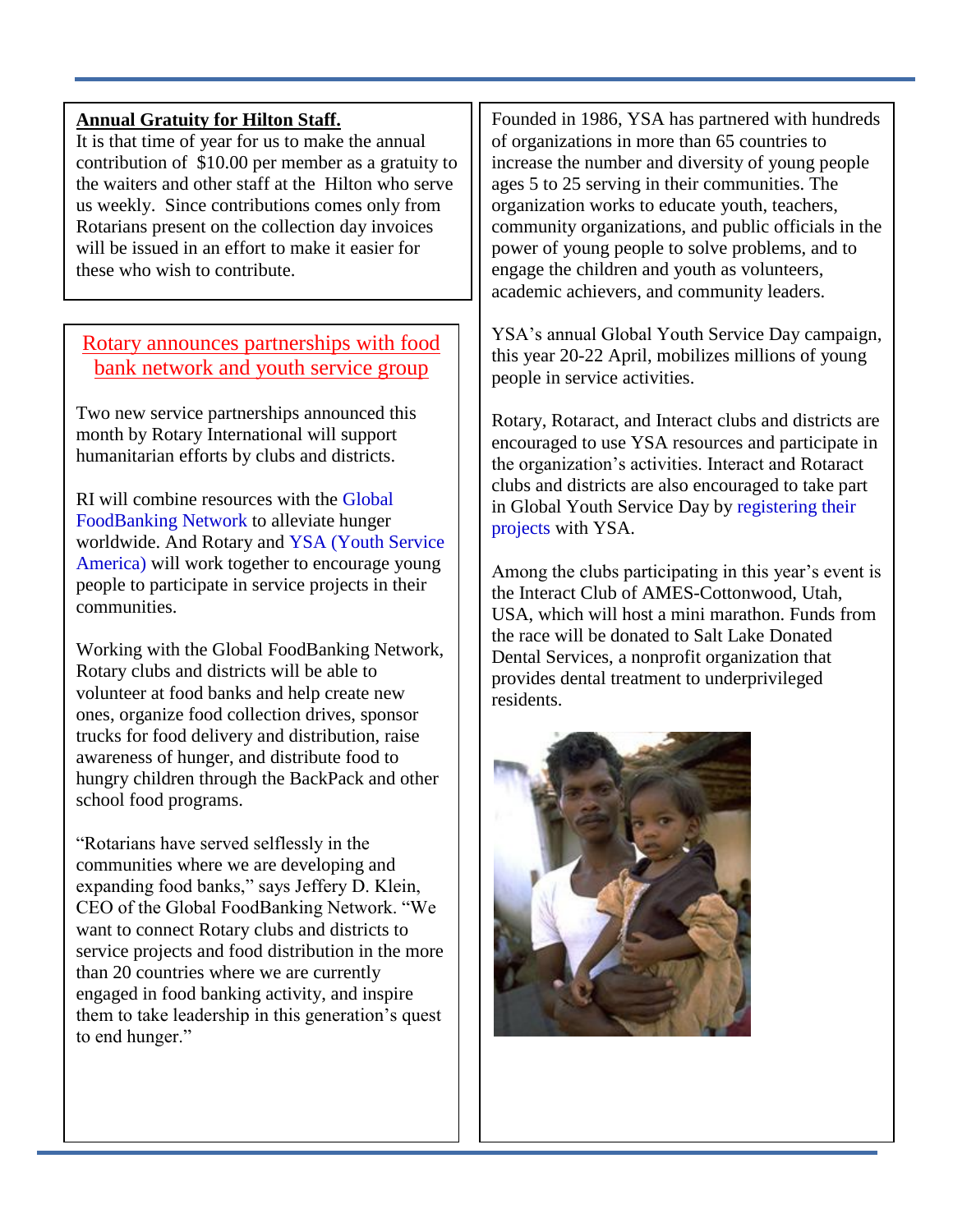**Annual Gratuity for Hilton Staff.**

It is that time of year for us to make the annual contribution of $10.00 per member as a gratuity to the waiters and other staff at the Hilton who serve us weekly. Since contributions comes only from Rotarians present on the collection day invoices will be issued in an effort to make it easier for these who wish to contribute.

## Rotary announces partnerships with food bank network and youth service group

Two new service partnerships announced this month by Rotary International will support humanitarian efforts by clubs and districts.

RI will combine resources with the Global FoodBanking Network to alleviate hunger worldwide. And Rotary and YSA (Youth Service America) will work together to encourage young people to participate in service projects in their communities.

Working with the Global FoodBanking Network, Rotary clubs and districts will be able to volunteer at food banks and help create new ones, organize food collection drives, sponsor trucks for food delivery and distribution, raise awareness of hunger, and distribute food to hungry children through the BackPack and other school food programs.

"Rotarians have served selflessly in the communities where we are developing and expanding food banks," says Jeffery D. Klein, CEO of the Global FoodBanking Network. "We want to connect Rotary clubs and districts to service projects and food distribution in the more than 20 countries where we are currently engaged in food banking activity, and inspire them to take leadership in this generation's quest to end hunger."

Founded in 1986, YSA has partnered with hundreds of organizations in more than 65 countries to increase the number and diversity of young people ages 5 to 25 serving in their communities. The organization works to educate youth, teachers, community organizations, and public officials in the power of young people to solve problems, and to engage the children and youth as volunteers, academic achievers, and community leaders.

YSA's annual Global Youth Service Day campaign, this year 20-22 April, mobilizes millions of young people in service activities.

Rotary, Rotaract, and Interact clubs and districts are encouraged to use YSA resources and participate in the organization's activities. Interact and Rotaract clubs and districts are also encouraged to take part in Global Youth Service Day by registering their projects with YSA.

Among the clubs participating in this year's event is the Interact Club of AMES-Cottonwood, Utah, USA, which will host a mini marathon. Funds from the race will be donated to Salt Lake Donated Dental Services, a nonprofit organization that provides dental treatment to underprivileged residents.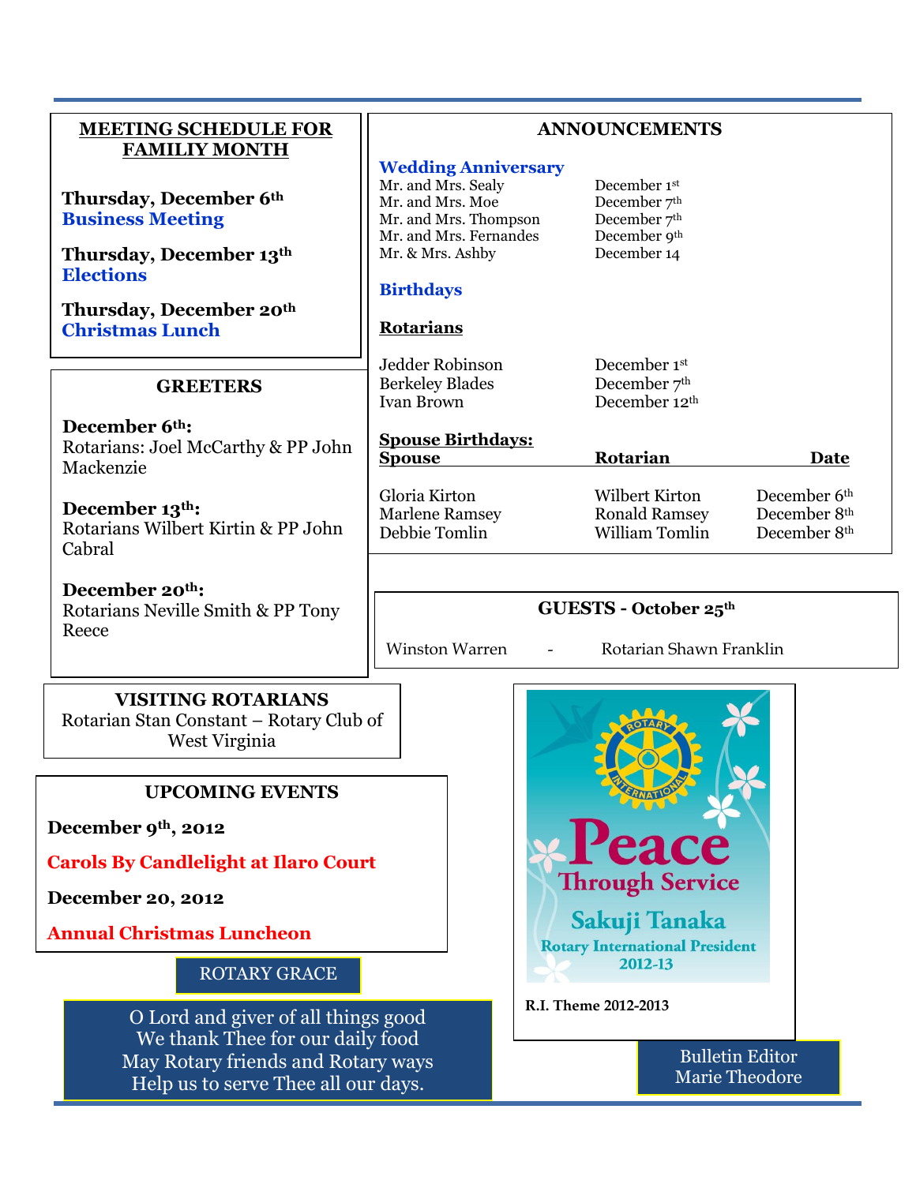## MEETING SCHEDULE FOR FAMILIY MONTH

**Thursday, December 6th**
**Business Meeting**

**Thursday, December 13th**
**Elections**

**Thursday, December 20th**
**Christmas Lunch**

## GREETERS

**December 6th:**
Rotarians: Joel McCarthy & PP John Mackenzie

**December 13th:**
Rotarians Wilbert Kirtin & PP John Cabral

**December 20th:**
Rotarians Neville Smith & PP Tony Reece

## VISITING ROTARIANS

Rotarian Stan Constant – Rotary Club of West Virginia

## UPCOMING EVENTS

**December 9th, 2012**

**Carols By Candlelight at Ilaro Court**

**December 20, 2012**

**Annual Christmas Luncheon**

## ROTARY GRACE

O Lord and giver of all things good
We thank Thee for our daily food
May Rotary friends and Rotary ways
Help us to serve Thee all our days.

## ANNOUNCEMENTS

### Wedding Anniversary

| | |
|---|---|
| Mr. and Mrs. Sealy | December 1st |
| Mr. and Mrs. Moe | December 7th |
| Mr. and Mrs. Thompson | December 7th |
| Mr. and Mrs. Fernandes | December 9th |
| Mr. & Mrs. Ashby | December 14 |

### Birthdays

**Rotarians**

| | |
|---|---|
| Jedder Robinson | December 1st |
| Berkeley Blades | December 7th |
| Ivan Brown | December 12th |

**Spouse Birthdays:**

| Spouse | Rotarian | Date |
|---|---|---|
| Gloria Kirton | Wilbert Kirton | December 6th |
| Marlene Ramsey | Ronald Ramsey | December 8th |
| Debbie Tomlin | William Tomlin | December 8th |

## GUESTS - October 25th

Winston Warren - Rotarian Shawn Franklin

Peace Through Service
Sakuji Tanaka
Rotary International President 2012-13

**R.I. Theme 2012-2013**

Bulletin Editor
Marie Theodore